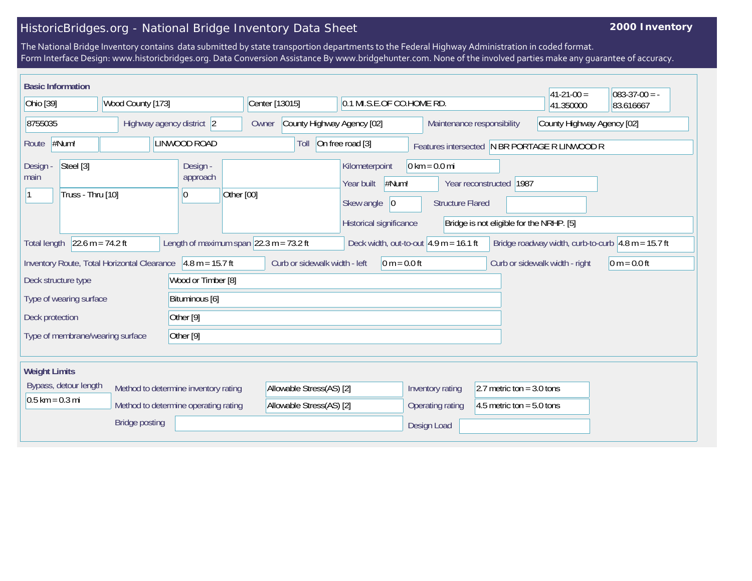# HistoricBridges.org - National Bridge Inventory Data Sheet

**2000 Inventory**

The National Bridge Inventory contains data submitted by state transportion departments to the Federal Highway Administration in coded format.
Form Interface Design: www.historicbridges.org. Data Conversion Assistance By www.bridgehunter.com. None of the involved parties make any guarantee of accuracy.

## Basic Information

| | |
|---|---|
| State | Ohio [39] |
| County | Wood County [173] |
| Place | Center [13015] |
| Location | 0.1 MI.S.E.OF CO.HOME RD. |
| Latitude | 41-21-00 = 41.350000 |
| Longitude | 083-37-00 = -83.616667 |
| Structure number | 8755035 |
| Highway agency district | 2 |
| Owner | County Highway Agency [02] |
| Maintenance responsibility | County Highway Agency [02] |
| Route | #Num! |
| Facility carried | LINWOOD ROAD |
| Toll | On free road [3] |
| Features intersected | N BR PORTAGE R LINWOOD R |
| Design - main | Steel [3] |
| Number of main spans | 1 |
| Main span design | Truss - Thru [10] |
| Design - approach | |
| Number of approach spans | 0 |
| Approach span design | Other [00] |
| Kilometerpoint | 0 km = 0.0 mi |
| Year built | #Num! |
| Year reconstructed | 1987 |
| Skew angle | 0 |
| Structure Flared | |
| Historical significance | Bridge is not eligible for the NRHP. [5] |
| Total length | 22.6 m = 74.2 ft |
| Length of maximum span | 22.3 m = 73.2 ft |
| Deck width, out-to-out | 4.9 m = 16.1 ft |
| Bridge roadway width, curb-to-curb | 4.8 m = 15.7 ft |
| Inventory Route, Total Horizontal Clearance | 4.8 m = 15.7 ft |
| Curb or sidewalk width - left | 0 m = 0.0 ft |
| Curb or sidewalk width - right | 0 m = 0.0 ft |
| Deck structure type | Wood or Timber [8] |
| Type of wearing surface | Bituminous [6] |
| Deck protection | Other [9] |
| Type of membrane/wearing surface | Other [9] |

## Weight Limits

| | |
|---|---|
| Bypass, detour length | 0.5 km = 0.3 mi |
| Method to determine inventory rating | Allowable Stress(AS) [2] |
| Method to determine operating rating | Allowable Stress(AS) [2] |
| Inventory rating | 2.7 metric ton = 3.0 tons |
| Operating rating | 4.5 metric ton = 5.0 tons |
| Bridge posting | |
| Design Load | |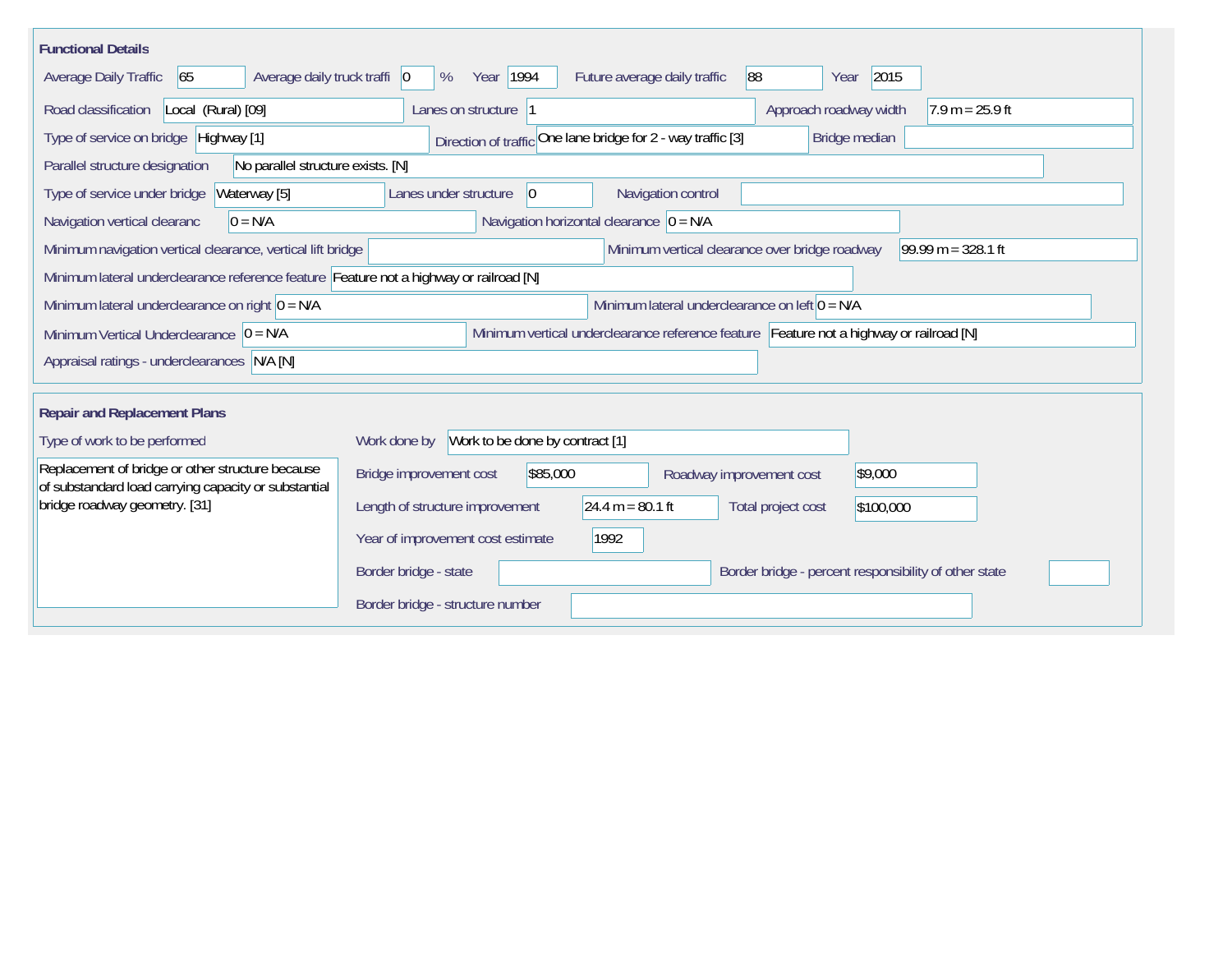## Functional Details

| Field | Value |
| --- | --- |
| Average Daily Traffic | 65 |
| Average daily truck traffi | 0 % |
| Year | 1994 |
| Future average daily traffic | 88 |
| Year | 2015 |
| Road classification | Local (Rural) [09] |
| Lanes on structure | 1 |
| Approach roadway width | 7.9 m = 25.9 ft |
| Type of service on bridge | Highway [1] |
| Direction of traffic | One lane bridge for 2 - way traffic [3] |
| Bridge median | |
| Parallel structure designation | No parallel structure exists. [N] |
| Type of service under bridge | Waterway [5] |
| Lanes under structure | 0 |
| Navigation control | |
| Navigation vertical clearanc | 0 = N/A |
| Navigation horizontal clearance | 0 = N/A |
| Minimum navigation vertical clearance, vertical lift bridge | |
| Minimum vertical clearance over bridge roadway | 99.99 m = 328.1 ft |
| Minimum lateral underclearance reference feature | Feature not a highway or railroad [N] |
| Minimum lateral underclearance on right | 0 = N/A |
| Minimum lateral underclearance on left | 0 = N/A |
| Minimum Vertical Underclearance | 0 = N/A |
| Minimum vertical underclearance reference feature | Feature not a highway or railroad [N] |
| Appraisal ratings - underclearances | N/A [N] |

## Repair and Replacement Plans

| Field | Value |
| --- | --- |
| Type of work to be performed | Replacement of bridge or other structure because of substandard load carrying capacity or substantial bridge roadway geometry. [31] |
| Work done by | Work to be done by contract [1] |
| Bridge improvement cost | $85,000 |
| Roadway improvement cost | $9,000 |
| Length of structure improvement | 24.4 m = 80.1 ft |
| Total project cost | $100,000 |
| Year of improvement cost estimate | 1992 |
| Border bridge - state | |
| Border bridge - percent responsibility of other state | |
| Border bridge - structure number | |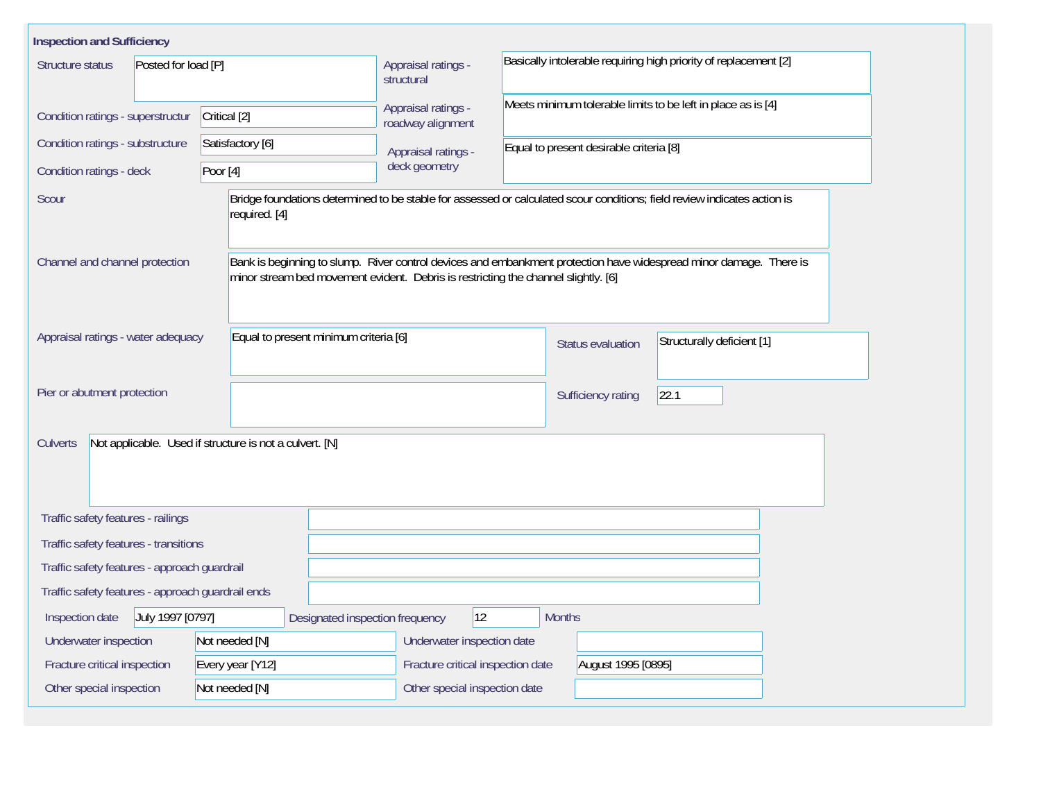## Inspection and Sufficiency

| Field | Value |
|---|---|
| Structure status | Posted for load [P] |
| Condition ratings - superstructur | Critical [2] |
| Condition ratings - substructure | Satisfactory [6] |
| Condition ratings - deck | Poor [4] |
| Appraisal ratings - structural | Basically intolerable requiring high priority of replacement [2] |
| Appraisal ratings - roadway alignment | Meets minimum tolerable limits to be left in place as is [4] |
| Appraisal ratings - deck geometry | Equal to present desirable criteria [8] |
| Scour | Bridge foundations determined to be stable for assessed or calculated scour conditions; field review indicates action is required. [4] |
| Channel and channel protection | Bank is beginning to slump. River control devices and embankment protection have widespread minor damage. There is minor stream bed movement evident. Debris is restricting the channel slightly. [6] |
| Appraisal ratings - water adequacy | Equal to present minimum criteria [6] |
| Status evaluation | Structurally deficient [1] |
| Pier or abutment protection | |
| Sufficiency rating | 22.1 |
| Culverts | Not applicable. Used if structure is not a culvert. [N] |
| Traffic safety features - railings | |
| Traffic safety features - transitions | |
| Traffic safety features - approach guardrail | |
| Traffic safety features - approach guardrail ends | |

| Field | Value | Field | Value |
|---|---|---|---|
| Inspection date | July 1997 [0797] | Designated inspection frequency | 12 Months |
| Underwater inspection | Not needed [N] | Underwater inspection date | |
| Fracture critical inspection | Every year [Y12] | Fracture critical inspection date | August 1995 [0895] |
| Other special inspection | Not needed [N] | Other special inspection date | |